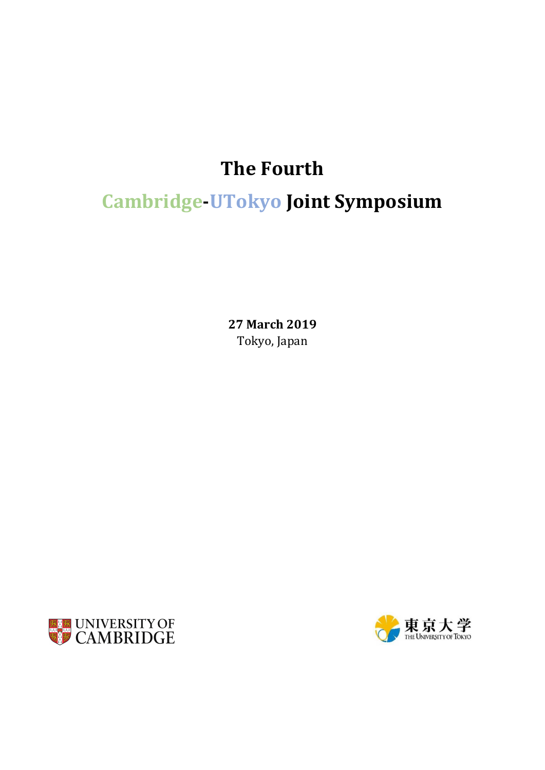# The Fourth

# Cambridge-UTokyo Joint Symposium

**27 March 2019**
Tokyo, Japan

UNIVERSITY OF CAMBRIDGE

東京大学
THE UNIVERSITY OF TOKYO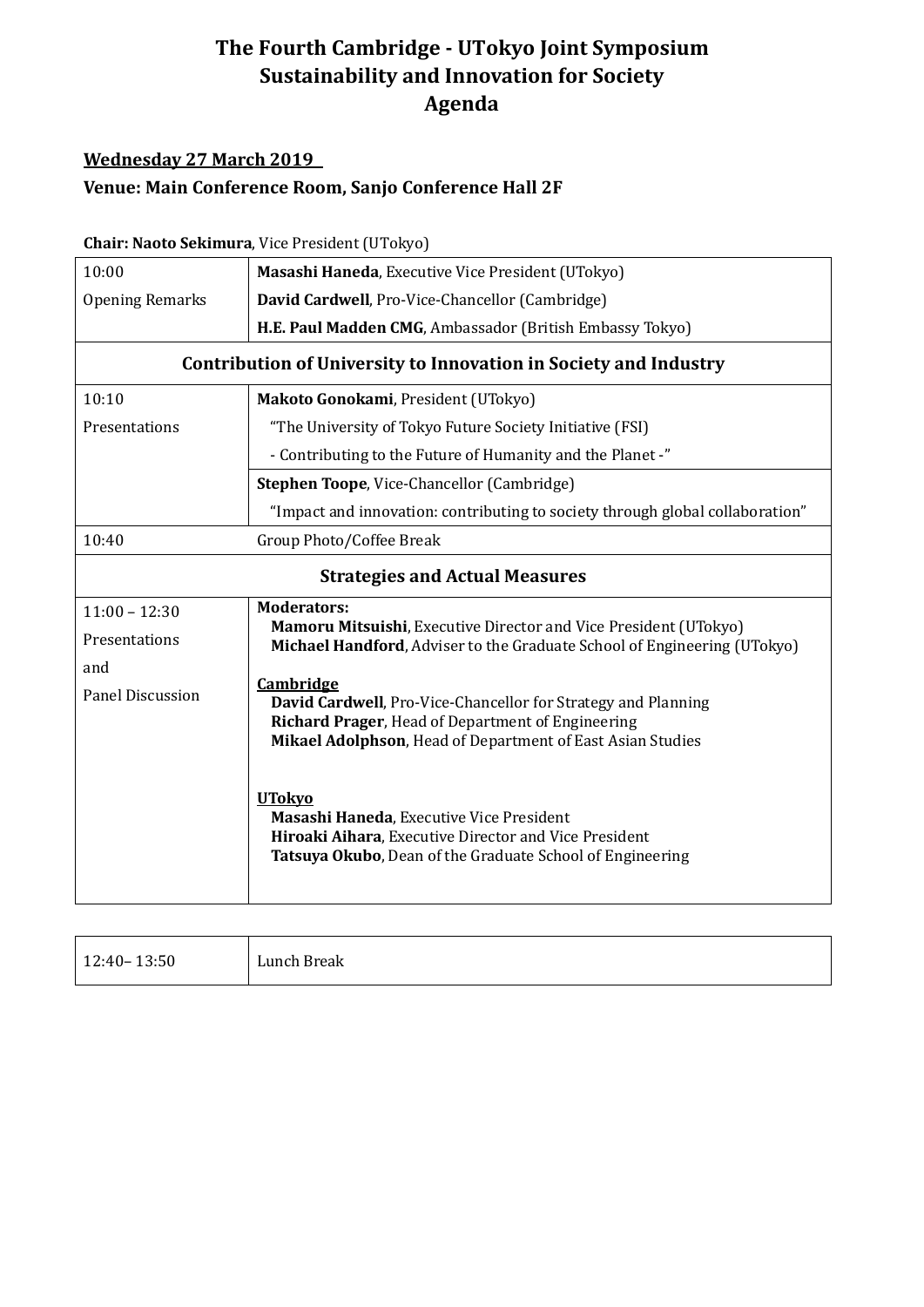# The Fourth Cambridge - UTokyo Joint Symposium
# Sustainability and Innovation for Society
# Agenda

**Wednesday 27 March 2019**

**Venue: Main Conference Room, Sanjo Conference Hall 2F**

**Chair: Naoto Sekimura**, Vice President (UTokyo)

| | |
|---|---|
| 10:00<br>Opening Remarks | **Masashi Haneda**, Executive Vice President (UTokyo)<br>**David Cardwell**, Pro-Vice-Chancellor (Cambridge)<br>**H.E. Paul Madden CMG**, Ambassador (British Embassy Tokyo) |
| **Contribution of University to Innovation in Society and Industry** | |
| 10:10<br>Presentations | **Makoto Gonokami**, President (UTokyo)<br>"The University of Tokyo Future Society Initiative (FSI)<br>- Contributing to the Future of Humanity and the Planet -" |
| | **Stephen Toope**, Vice-Chancellor (Cambridge)<br>"Impact and innovation: contributing to society through global collaboration" |
| 10:40 | Group Photo/Coffee Break |
| **Strategies and Actual Measures** | |
| 11:00 – 12:30<br>Presentations<br>and<br>Panel Discussion | **Moderators:**<br>**Mamoru Mitsuishi**, Executive Director and Vice President (UTokyo)<br>**Michael Handford**, Adviser to the Graduate School of Engineering (UTokyo)<br><br>**Cambridge**<br>**David Cardwell**, Pro-Vice-Chancellor for Strategy and Planning<br>**Richard Prager**, Head of Department of Engineering<br>**Mikael Adolphson**, Head of Department of East Asian Studies<br><br>**UTokyo**<br>**Masashi Haneda**, Executive Vice President<br>**Hiroaki Aihara**, Executive Director and Vice President<br>**Tatsuya Okubo**, Dean of the Graduate School of Engineering |

| | |
|---|---|
| 12:40– 13:50 | Lunch Break |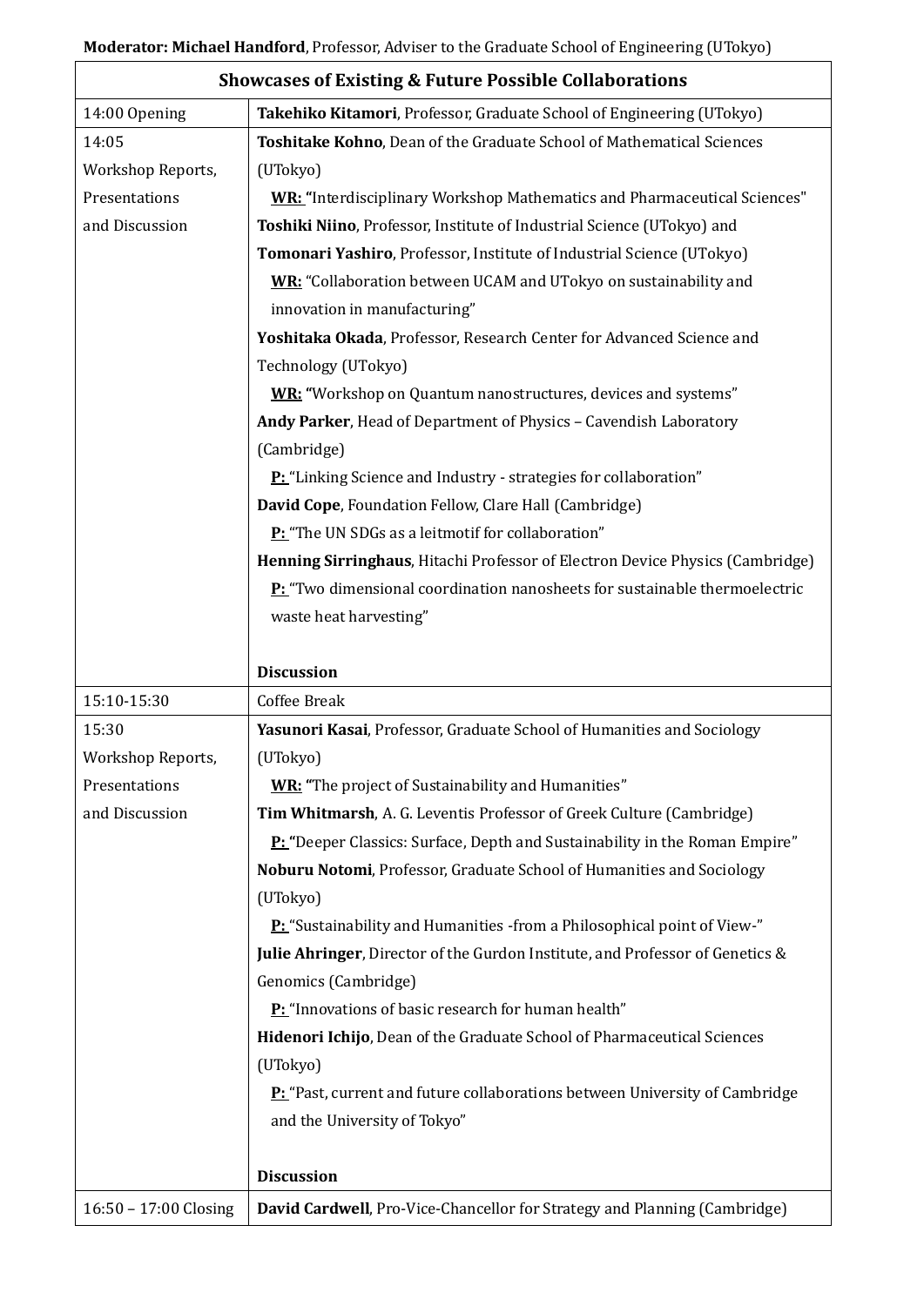**Moderator: Michael Handford**, Professor, Adviser to the Graduate School of Engineering (UTokyo)

| Showcases of Existing & Future Possible Collaborations | |
|---|---|
| 14:00 Opening | **Takehiko Kitamori**, Professor, Graduate School of Engineering (UTokyo) |
| 14:05 Workshop Reports, Presentations and Discussion | **Toshitake Kohno**, Dean of the Graduate School of Mathematical Sciences (UTokyo)<br>**WR:** "Interdisciplinary Workshop Mathematics and Pharmaceutical Sciences"<br>**Toshiki Niino**, Professor, Institute of Industrial Science (UTokyo) and **Tomonari Yashiro**, Professor, Institute of Industrial Science (UTokyo)<br>**WR:** "Collaboration between UCAM and UTokyo on sustainability and innovation in manufacturing"<br>**Yoshitaka Okada**, Professor, Research Center for Advanced Science and Technology (UTokyo)<br>**WR:** "Workshop on Quantum nanostructures, devices and systems"<br>**Andy Parker**, Head of Department of Physics – Cavendish Laboratory (Cambridge)<br>**P:** "Linking Science and Industry - strategies for collaboration"<br>**David Cope**, Foundation Fellow, Clare Hall (Cambridge)<br>**P:** "The UN SDGs as a leitmotif for collaboration"<br>**Henning Sirringhaus**, Hitachi Professor of Electron Device Physics (Cambridge)<br>**P:** "Two dimensional coordination nanosheets for sustainable thermoelectric waste heat harvesting"<br><br>**Discussion** |
| 15:10-15:30 | Coffee Break |
| 15:30 Workshop Reports, Presentations and Discussion | **Yasunori Kasai**, Professor, Graduate School of Humanities and Sociology (UTokyo)<br>**WR:** "The project of Sustainability and Humanities"<br>**Tim Whitmarsh**, A. G. Leventis Professor of Greek Culture (Cambridge)<br>**P:** "Deeper Classics: Surface, Depth and Sustainability in the Roman Empire"<br>**Noburu Notomi**, Professor, Graduate School of Humanities and Sociology (UTokyo)<br>**P:** "Sustainability and Humanities -from a Philosophical point of View-"<br>**Julie Ahringer**, Director of the Gurdon Institute, and Professor of Genetics & Genomics (Cambridge)<br>**P:** "Innovations of basic research for human health"<br>**Hidenori Ichijo**, Dean of the Graduate School of Pharmaceutical Sciences (UTokyo)<br>**P:** "Past, current and future collaborations between University of Cambridge and the University of Tokyo"<br><br>**Discussion** |
| 16:50 – 17:00 Closing | **David Cardwell**, Pro-Vice-Chancellor for Strategy and Planning (Cambridge) |